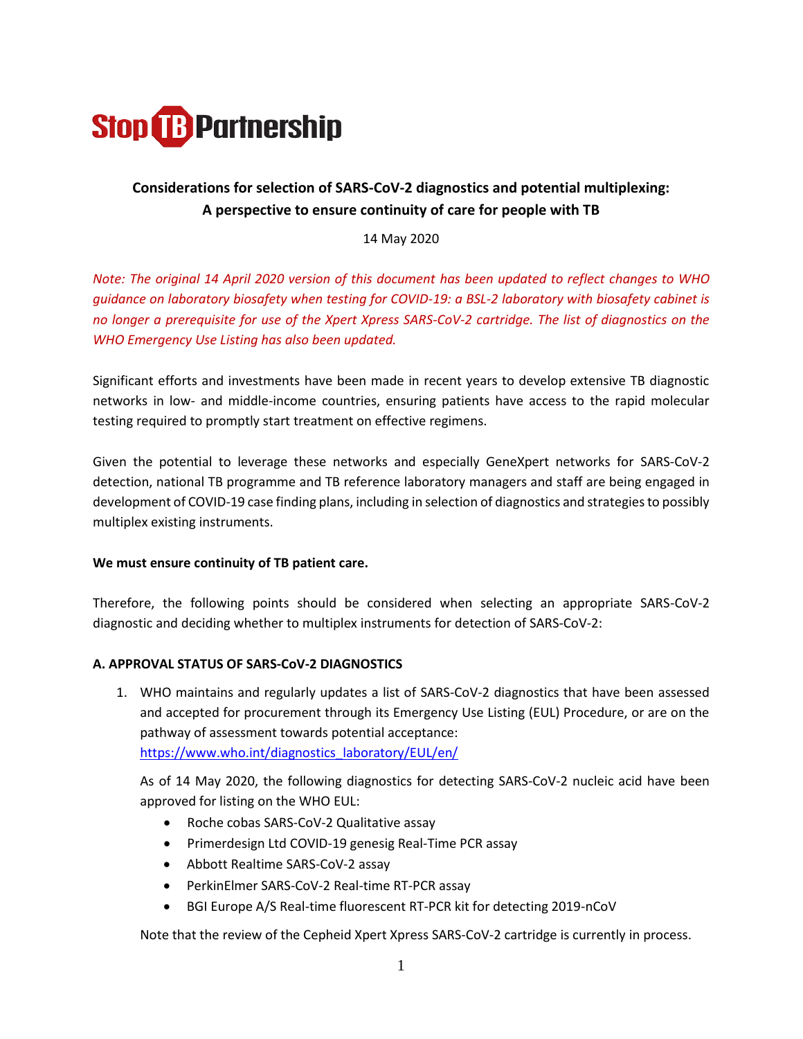Stop TB Partnership

# Considerations for selection of SARS-CoV-2 diagnostics and potential multiplexing: A perspective to ensure continuity of care for people with TB

14 May 2020

*Note: The original 14 April 2020 version of this document has been updated to reflect changes to WHO guidance on laboratory biosafety when testing for COVID-19: a BSL-2 laboratory with biosafety cabinet is no longer a prerequisite for use of the Xpert Xpress SARS-CoV-2 cartridge. The list of diagnostics on the WHO Emergency Use Listing has also been updated.*

Significant efforts and investments have been made in recent years to develop extensive TB diagnostic networks in low- and middle-income countries, ensuring patients have access to the rapid molecular testing required to promptly start treatment on effective regimens.

Given the potential to leverage these networks and especially GeneXpert networks for SARS-CoV-2 detection, national TB programme and TB reference laboratory managers and staff are being engaged in development of COVID-19 case finding plans, including in selection of diagnostics and strategies to possibly multiplex existing instruments.

**We must ensure continuity of TB patient care.**

Therefore, the following points should be considered when selecting an appropriate SARS-CoV-2 diagnostic and deciding whether to multiplex instruments for detection of SARS-CoV-2:

**A. APPROVAL STATUS OF SARS-CoV-2 DIAGNOSTICS**

1. WHO maintains and regularly updates a list of SARS-CoV-2 diagnostics that have been assessed and accepted for procurement through its Emergency Use Listing (EUL) Procedure, or are on the pathway of assessment towards potential acceptance: https://www.who.int/diagnostics_laboratory/EUL/en/

   As of 14 May 2020, the following diagnostics for detecting SARS-CoV-2 nucleic acid have been approved for listing on the WHO EUL:

   - Roche cobas SARS-CoV-2 Qualitative assay
   - Primerdesign Ltd COVID-19 genesig Real-Time PCR assay
   - Abbott Realtime SARS-CoV-2 assay
   - PerkinElmer SARS-CoV-2 Real-time RT-PCR assay
   - BGI Europe A/S Real-time fluorescent RT-PCR kit for detecting 2019-nCoV

   Note that the review of the Cepheid Xpert Xpress SARS-CoV-2 cartridge is currently in process.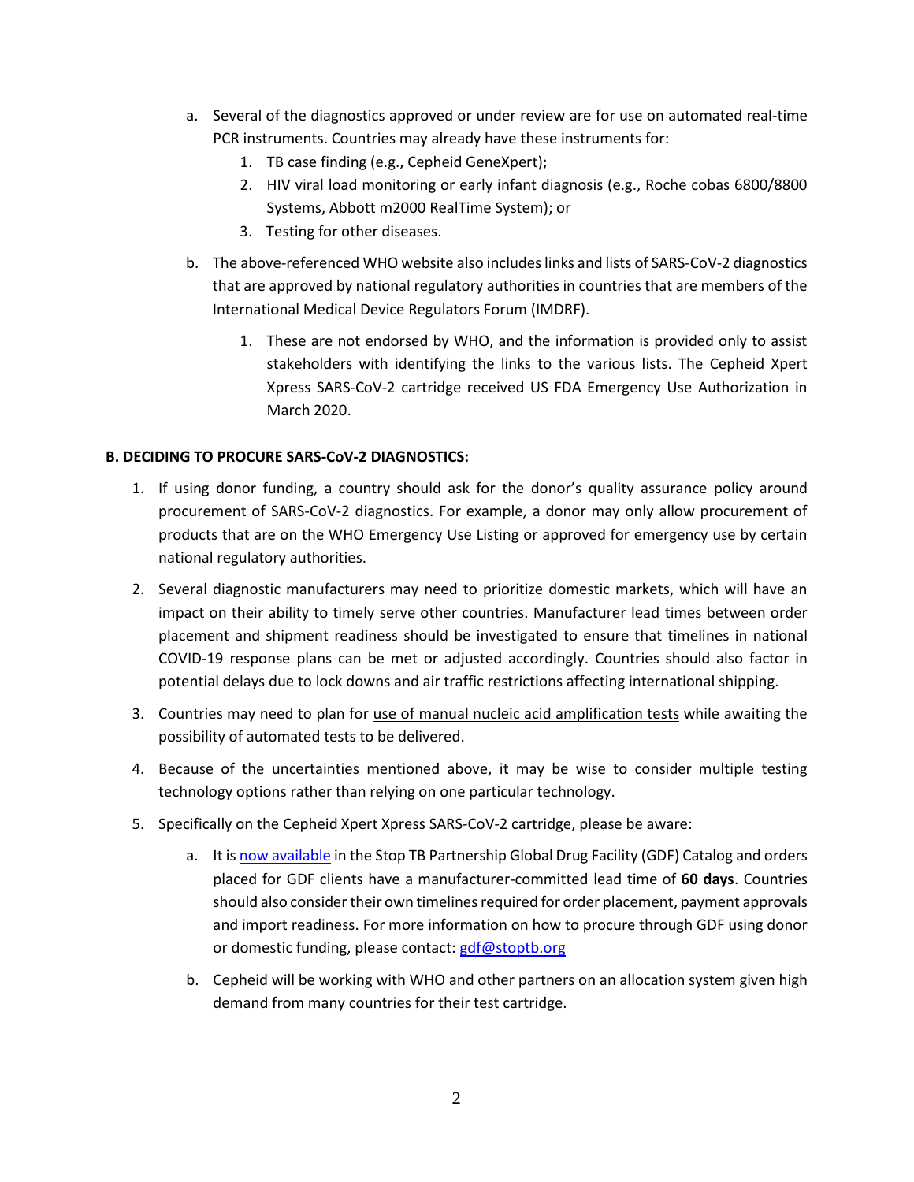a. Several of the diagnostics approved or under review are for use on automated real-time PCR instruments. Countries may already have these instruments for:
    1. TB case finding (e.g., Cepheid GeneXpert);
    2. HIV viral load monitoring or early infant diagnosis (e.g., Roche cobas 6800/8800 Systems, Abbott m2000 RealTime System); or
    3. Testing for other diseases.

b. The above-referenced WHO website also includes links and lists of SARS-CoV-2 diagnostics that are approved by national regulatory authorities in countries that are members of the International Medical Device Regulators Forum (IMDRF).
    1. These are not endorsed by WHO, and the information is provided only to assist stakeholders with identifying the links to the various lists. The Cepheid Xpert Xpress SARS-CoV-2 cartridge received US FDA Emergency Use Authorization in March 2020.

**B. DECIDING TO PROCURE SARS-CoV-2 DIAGNOSTICS:**

1. If using donor funding, a country should ask for the donor's quality assurance policy around procurement of SARS-CoV-2 diagnostics. For example, a donor may only allow procurement of products that are on the WHO Emergency Use Listing or approved for emergency use by certain national regulatory authorities.
2. Several diagnostic manufacturers may need to prioritize domestic markets, which will have an impact on their ability to timely serve other countries. Manufacturer lead times between order placement and shipment readiness should be investigated to ensure that timelines in national COVID-19 response plans can be met or adjusted accordingly. Countries should also factor in potential delays due to lock downs and air traffic restrictions affecting international shipping.
3. Countries may need to plan for use of manual nucleic acid amplification tests while awaiting the possibility of automated tests to be delivered.
4. Because of the uncertainties mentioned above, it may be wise to consider multiple testing technology options rather than relying on one particular technology.
5. Specifically on the Cepheid Xpert Xpress SARS-CoV-2 cartridge, please be aware:
    a. It is now available in the Stop TB Partnership Global Drug Facility (GDF) Catalog and orders placed for GDF clients have a manufacturer-committed lead time of **60 days**. Countries should also consider their own timelines required for order placement, payment approvals and import readiness. For more information on how to procure through GDF using donor or domestic funding, please contact: gdf@stoptb.org

    b. Cepheid will be working with WHO and other partners on an allocation system given high demand from many countries for their test cartridge.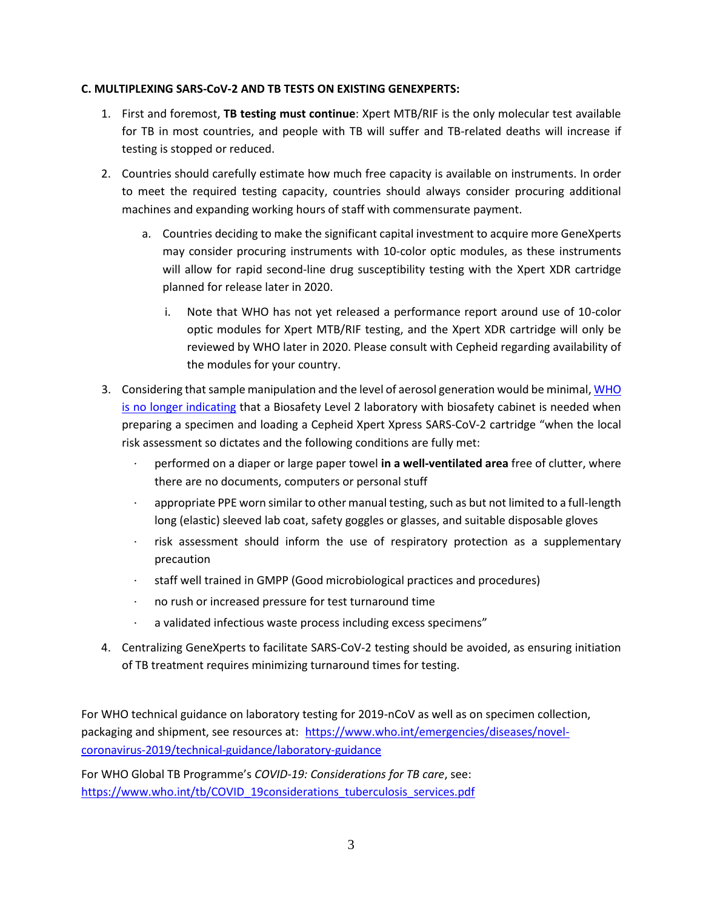**C. MULTIPLEXING SARS-CoV-2 AND TB TESTS ON EXISTING GENEXPERTS:**

1. First and foremost, **TB testing must continue**: Xpert MTB/RIF is the only molecular test available for TB in most countries, and people with TB will suffer and TB-related deaths will increase if testing is stopped or reduced.
2. Countries should carefully estimate how much free capacity is available on instruments. In order to meet the required testing capacity, countries should always consider procuring additional machines and expanding working hours of staff with commensurate payment.
    a. Countries deciding to make the significant capital investment to acquire more GeneXperts may consider procuring instruments with 10-color optic modules, as these instruments will allow for rapid second-line drug susceptibility testing with the Xpert XDR cartridge planned for release later in 2020.
        i. Note that WHO has not yet released a performance report around use of 10-color optic modules for Xpert MTB/RIF testing, and the Xpert XDR cartridge will only be reviewed by WHO later in 2020. Please consult with Cepheid regarding availability of the modules for your country.
3. Considering that sample manipulation and the level of aerosol generation would be minimal, WHO is no longer indicating that a Biosafety Level 2 laboratory with biosafety cabinet is needed when preparing a specimen and loading a Cepheid Xpert Xpress SARS-CoV-2 cartridge "when the local risk assessment so dictates and the following conditions are fully met:
    - performed on a diaper or large paper towel **in a well-ventilated area** free of clutter, where there are no documents, computers or personal stuff
    - appropriate PPE worn similar to other manual testing, such as but not limited to a full-length long (elastic) sleeved lab coat, safety goggles or glasses, and suitable disposable gloves
    - risk assessment should inform the use of respiratory protection as a supplementary precaution
    - staff well trained in GMPP (Good microbiological practices and procedures)
    - no rush or increased pressure for test turnaround time
    - a validated infectious waste process including excess specimens"
4. Centralizing GeneXperts to facilitate SARS-CoV-2 testing should be avoided, as ensuring initiation of TB treatment requires minimizing turnaround times for testing.

For WHO technical guidance on laboratory testing for 2019-nCoV as well as on specimen collection, packaging and shipment, see resources at: https://www.who.int/emergencies/diseases/novel-coronavirus-2019/technical-guidance/laboratory-guidance

For WHO Global TB Programme's *COVID-19: Considerations for TB care*, see: https://www.who.int/tb/COVID_19considerations_tuberculosis_services.pdf